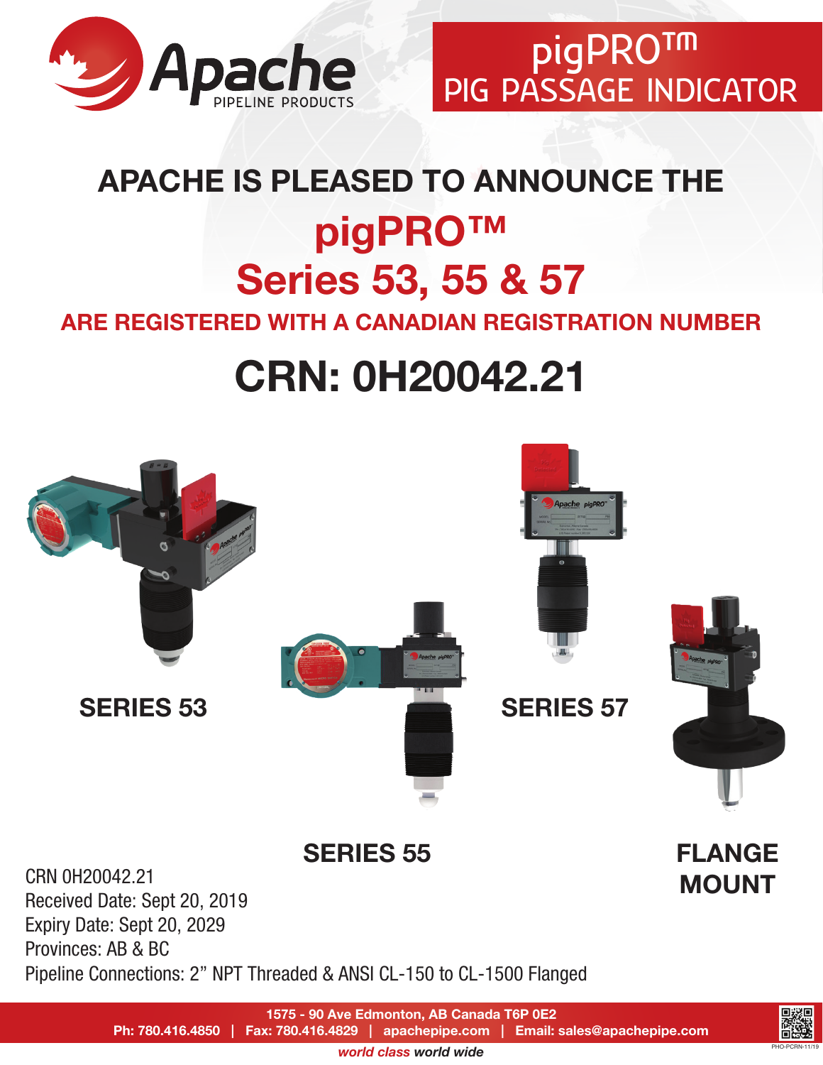Apache PIPELINE PRODUCTS

# pigPRO™ PIG PASSAGE INDICATOR

## APACHE IS PLEASED TO ANNOUNCE THE

# pigPRO™ Series 53, 55 & 57

### ARE REGISTERED WITH A CANADIAN REGISTRATION NUMBER

# CRN: 0H20042.21

**SERIES 53**

**SERIES 57**

**SERIES 55**

**FLANGE MOUNT**

CRN 0H20042.21
Received Date: Sept 20, 2019
Expiry Date: Sept 20, 2029
Provinces: AB & BC
Pipeline Connections: 2" NPT Threaded & ANSI CL-150 to CL-1500 Flanged

**1575 - 90 Ave Edmonton, AB Canada T6P 0E2**
**Ph: 780.416.4850 | Fax: 780.416.4829 | apachepipe.com | Email: sales@apachepipe.com**

*world class world wide*

PHO-PCRN-11/19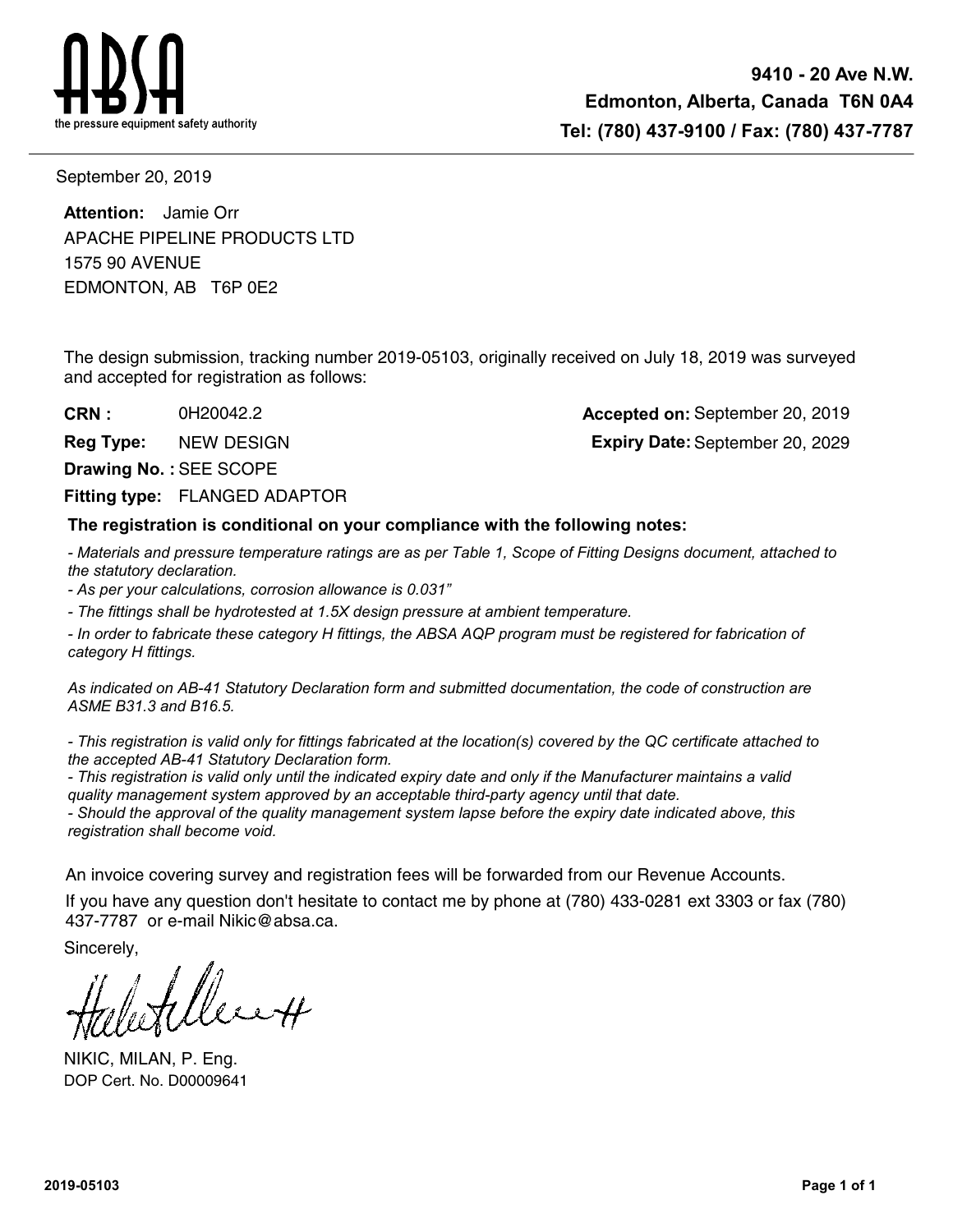**ABSA**
the pressure equipment safety authority

**9410 - 20 Ave N.W.**
**Edmonton, Alberta, Canada T6N 0A4**
**Tel: (780) 437-9100 / Fax: (780) 437-7787**

---

September 20, 2019

**Attention:** Jamie Orr
APACHE PIPELINE PRODUCTS LTD
1575 90 AVENUE
EDMONTON, AB T6P 0E2

The design submission, tracking number 2019-05103, originally received on July 18, 2019 was surveyed and accepted for registration as follows:

**CRN :** 0H20042.2
**Reg Type:** NEW DESIGN
**Drawing No. :** SEE SCOPE
**Fitting type:** FLANGED ADAPTOR

**Accepted on:** September 20, 2019
**Expiry Date:** September 20, 2029

**The registration is conditional on your compliance with the following notes:**

*- Materials and pressure temperature ratings are as per Table 1, Scope of Fitting Designs document, attached to the statutory declaration.*
*- As per your calculations, corrosion allowance is 0.031"*
*- The fittings shall be hydrotested at 1.5X design pressure at ambient temperature.*
*- In order to fabricate these category H fittings, the ABSA AQP program must be registered for fabrication of category H fittings.*

*As indicated on AB-41 Statutory Declaration form and submitted documentation, the code of construction are ASME B31.3 and B16.5.*

*- This registration is valid only for fittings fabricated at the location(s) covered by the QC certificate attached to the accepted AB-41 Statutory Declaration form.*
*- This registration is valid only until the indicated expiry date and only if the Manufacturer maintains a valid quality management system approved by an acceptable third-party agency until that date.*
*- Should the approval of the quality management system lapse before the expiry date indicated above, this registration shall become void.*

An invoice covering survey and registration fees will be forwarded from our Revenue Accounts.

If you have any question don't hesitate to contact me by phone at (780) 433-0281 ext 3303 or fax (780) 437-7787 or e-mail Nikic@absa.ca.

Sincerely,

NIKIC, MILAN, P. Eng.
DOP Cert. No. D00009641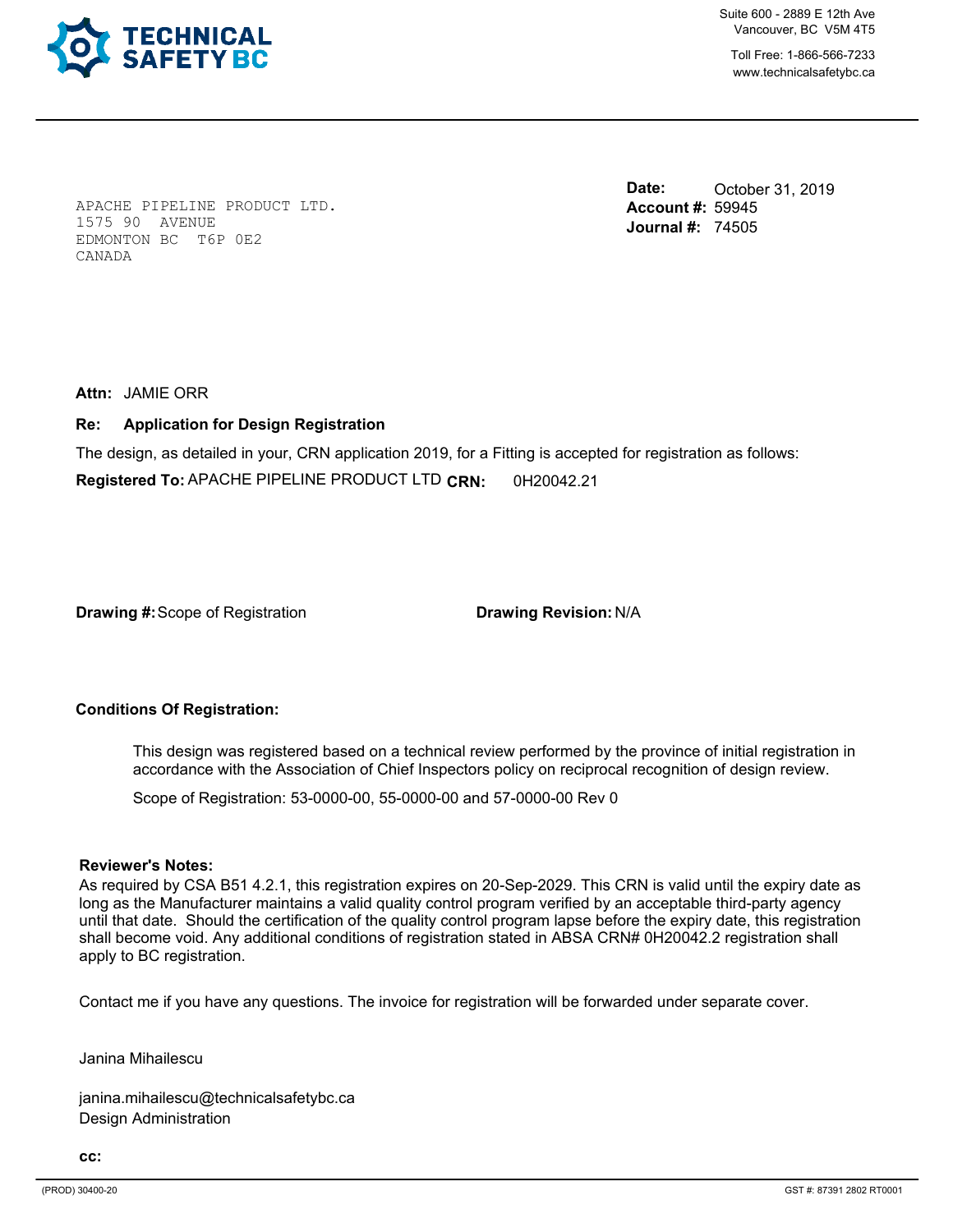TECHNICAL SAFETY BC

Suite 600 - 2889 E 12th Ave
Vancouver, BC V5M 4T5

Toll Free: 1-866-566-7233
www.technicalsafetybc.ca

APACHE PIPELINE PRODUCT LTD.
1575 90 AVENUE
EDMONTON BC T6P 0E2
CANADA

**Date:** October 31, 2019
**Account #:** 59945
**Journal #:** 74505

**Attn:** JAMIE ORR

**Re: Application for Design Registration**

The design, as detailed in your, CRN application 2019, for a Fitting is accepted for registration as follows:

**Registered To:** APACHE PIPELINE PRODUCT LTD **CRN:** 0H20042.21

**Drawing #:** Scope of Registration **Drawing Revision:** N/A

**Conditions Of Registration:**

This design was registered based on a technical review performed by the province of initial registration in accordance with the Association of Chief Inspectors policy on reciprocal recognition of design review.

Scope of Registration: 53-0000-00, 55-0000-00 and 57-0000-00 Rev 0

**Reviewer's Notes:**
As required by CSA B51 4.2.1, this registration expires on 20-Sep-2029. This CRN is valid until the expiry date as long as the Manufacturer maintains a valid quality control program verified by an acceptable third-party agency until that date. Should the certification of the quality control program lapse before the expiry date, this registration shall become void. Any additional conditions of registration stated in ABSA CRN# 0H20042.2 registration shall apply to BC registration.

Contact me if you have any questions. The invoice for registration will be forwarded under separate cover.

Janina Mihailescu

janina.mihailescu@technicalsafetybc.ca
Design Administration

**cc:**

(PROD) 30400-20 GST #: 87391 2802 RT0001